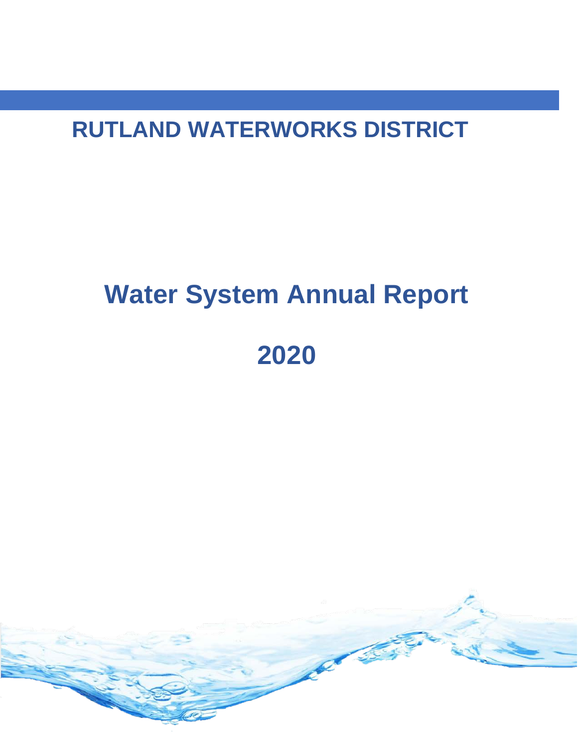# RUTLAND WATERWORKS DISTRICT

# Water System Annual Report

# 2020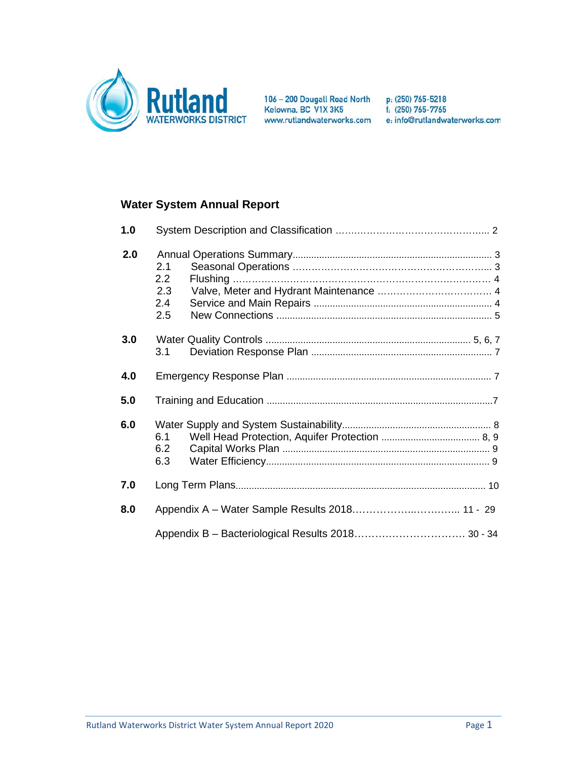Rutland WATERWORKS DISTRICT

106 – 200 Dougall Road North
Kelowna, BC V1X 3K5
www.rutlandwaterworks.com

p: (250) 765-5218
f: (250) 765-7765
e: info@rutlandwaterworks.com

## Water System Annual Report

| | | |
|---|---|---|
| **1.0** | System Description and Classification | 2 |
| **2.0** | Annual Operations Summary | 3 |
| | 2.1 Seasonal Operations | 3 |
| | 2.2 Flushing | 4 |
| | 2.3 Valve, Meter and Hydrant Maintenance | 4 |
| | 2.4 Service and Main Repairs | 4 |
| | 2.5 New Connections | 5 |
| **3.0** | Water Quality Controls | 5, 6, 7 |
| | 3.1 Deviation Response Plan | 7 |
| **4.0** | Emergency Response Plan | 7 |
| **5.0** | Training and Education | 7 |
| **6.0** | Water Supply and System Sustainability | 8 |
| | 6.1 Well Head Protection, Aquifer Protection | 8, 9 |
| | 6.2 Capital Works Plan | 9 |
| | 6.3 Water Efficiency | 9 |
| **7.0** | Long Term Plans | 10 |
| **8.0** | Appendix A – Water Sample Results 2018 | 11 - 29 |
| | Appendix B – Bacteriological Results 2018 | 30 - 34 |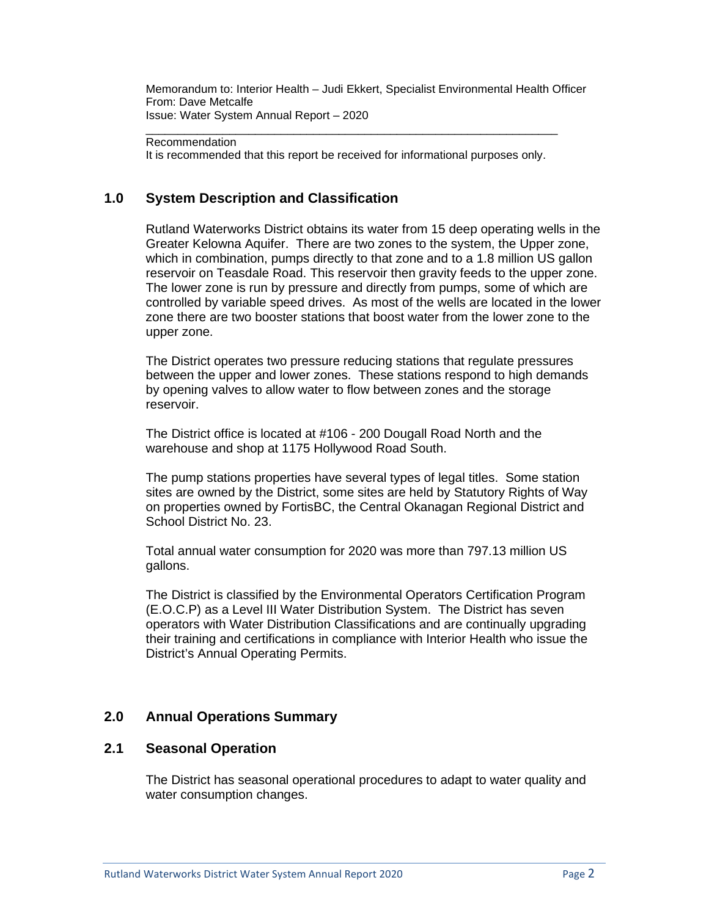Memorandum to: Interior Health – Judi Ekkert, Specialist Environmental Health Officer
From: Dave Metcalfe
Issue: Water System Annual Report – 2020

---

Recommendation
It is recommended that this report be received for informational purposes only.

## 1.0 System Description and Classification

Rutland Waterworks District obtains its water from 15 deep operating wells in the Greater Kelowna Aquifer. There are two zones to the system, the Upper zone, which in combination, pumps directly to that zone and to a 1.8 million US gallon reservoir on Teasdale Road. This reservoir then gravity feeds to the upper zone. The lower zone is run by pressure and directly from pumps, some of which are controlled by variable speed drives. As most of the wells are located in the lower zone there are two booster stations that boost water from the lower zone to the upper zone.

The District operates two pressure reducing stations that regulate pressures between the upper and lower zones. These stations respond to high demands by opening valves to allow water to flow between zones and the storage reservoir.

The District office is located at #106 - 200 Dougall Road North and the warehouse and shop at 1175 Hollywood Road South.

The pump stations properties have several types of legal titles. Some station sites are owned by the District, some sites are held by Statutory Rights of Way on properties owned by FortisBC, the Central Okanagan Regional District and School District No. 23.

Total annual water consumption for 2020 was more than 797.13 million US gallons.

The District is classified by the Environmental Operators Certification Program (E.O.C.P) as a Level III Water Distribution System. The District has seven operators with Water Distribution Classifications and are continually upgrading their training and certifications in compliance with Interior Health who issue the District's Annual Operating Permits.

## 2.0 Annual Operations Summary

### 2.1 Seasonal Operation

The District has seasonal operational procedures to adapt to water quality and water consumption changes.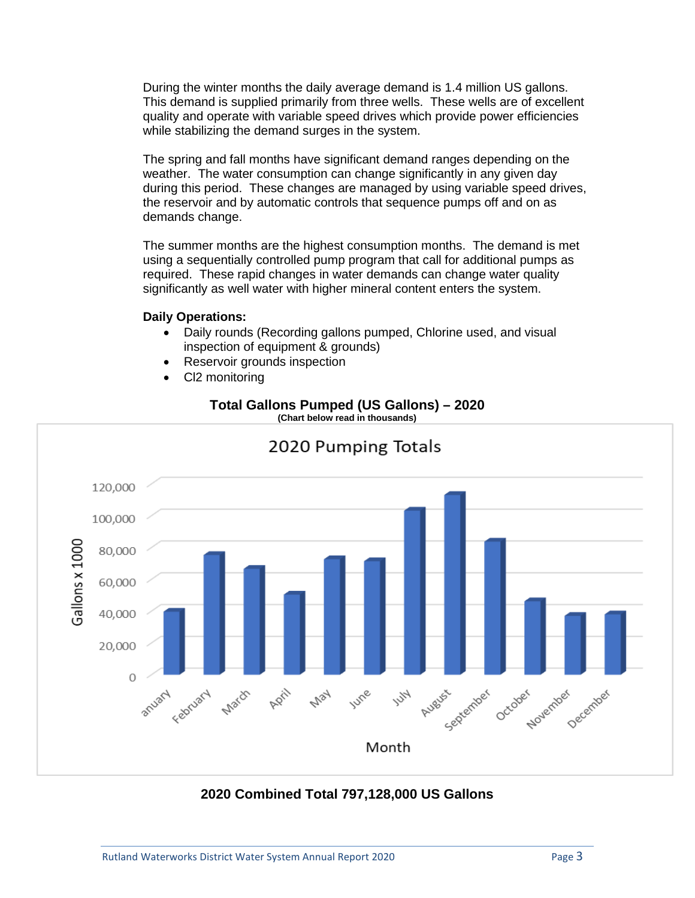During the winter months the daily average demand is 1.4 million US gallons. This demand is supplied primarily from three wells. These wells are of excellent quality and operate with variable speed drives which provide power efficiencies while stabilizing the demand surges in the system.

The spring and fall months have significant demand ranges depending on the weather. The water consumption can change significantly in any given day during this period. These changes are managed by using variable speed drives, the reservoir and by automatic controls that sequence pumps off and on as demands change.

The summer months are the highest consumption months. The demand is met using a sequentially controlled pump program that call for additional pumps as required. These rapid changes in water demands can change water quality significantly as well water with higher mineral content enters the system.

**Daily Operations:**

- Daily rounds (Recording gallons pumped, Chlorine used, and visual inspection of equipment & grounds)
- Reservoir grounds inspection
- Cl2 monitoring

**Total Gallons Pumped (US Gallons) – 2020**

**(Chart below read in thousands)**

2020 Pumping Totals

Gallons x 1000

Month

**2020 Combined Total 797,128,000 US Gallons**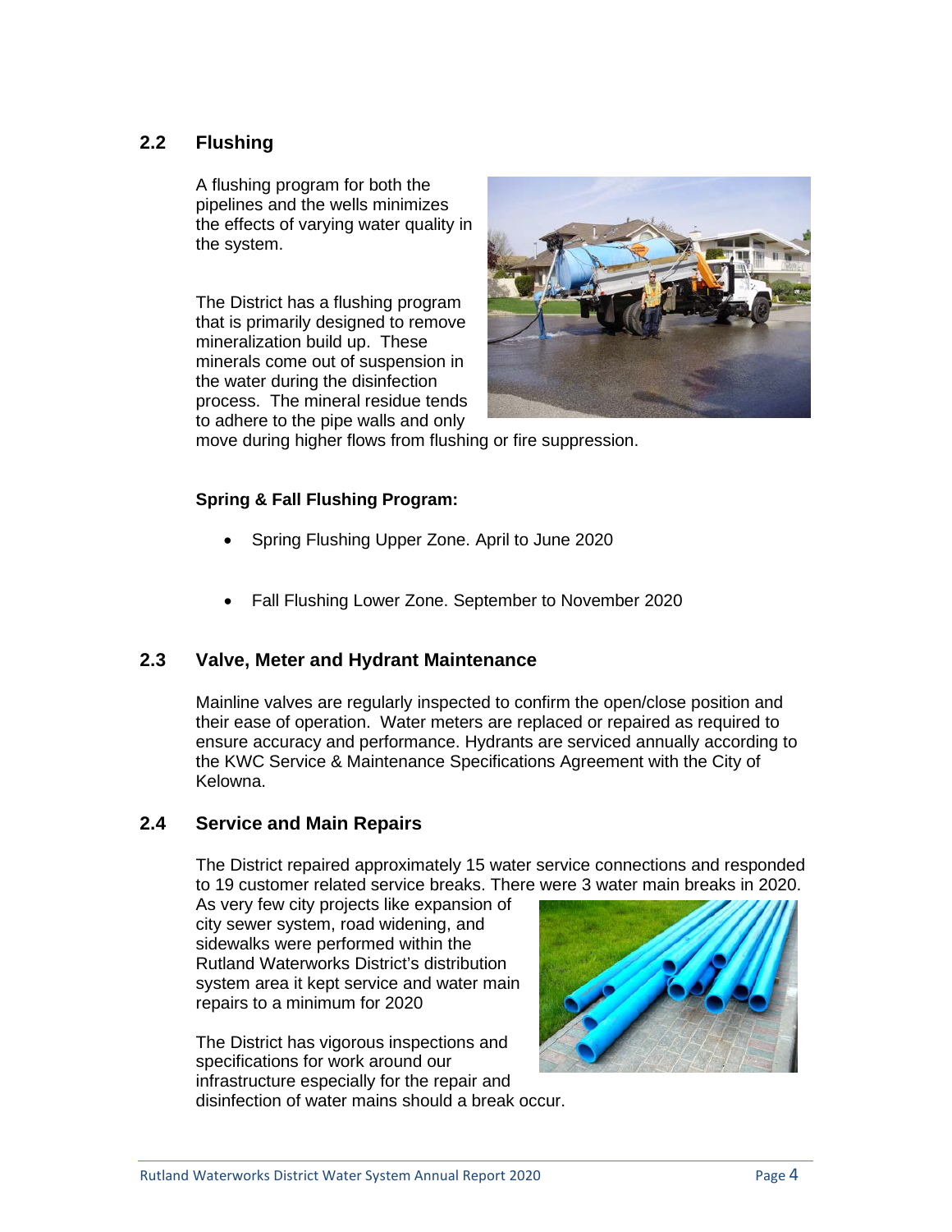## 2.2 Flushing

A flushing program for both the pipelines and the wells minimizes the effects of varying water quality in the system.

The District has a flushing program that is primarily designed to remove mineralization build up. These minerals come out of suspension in the water during the disinfection process. The mineral residue tends to adhere to the pipe walls and only move during higher flows from flushing or fire suppression.

**Spring & Fall Flushing Program:**

- Spring Flushing Upper Zone. April to June 2020
- Fall Flushing Lower Zone. September to November 2020

## 2.3 Valve, Meter and Hydrant Maintenance

Mainline valves are regularly inspected to confirm the open/close position and their ease of operation. Water meters are replaced or repaired as required to ensure accuracy and performance. Hydrants are serviced annually according to the KWC Service & Maintenance Specifications Agreement with the City of Kelowna.

## 2.4 Service and Main Repairs

The District repaired approximately 15 water service connections and responded to 19 customer related service breaks. There were 3 water main breaks in 2020. As very few city projects like expansion of city sewer system, road widening, and sidewalks were performed within the Rutland Waterworks District's distribution system area it kept service and water main repairs to a minimum for 2020

The District has vigorous inspections and specifications for work around our infrastructure especially for the repair and disinfection of water mains should a break occur.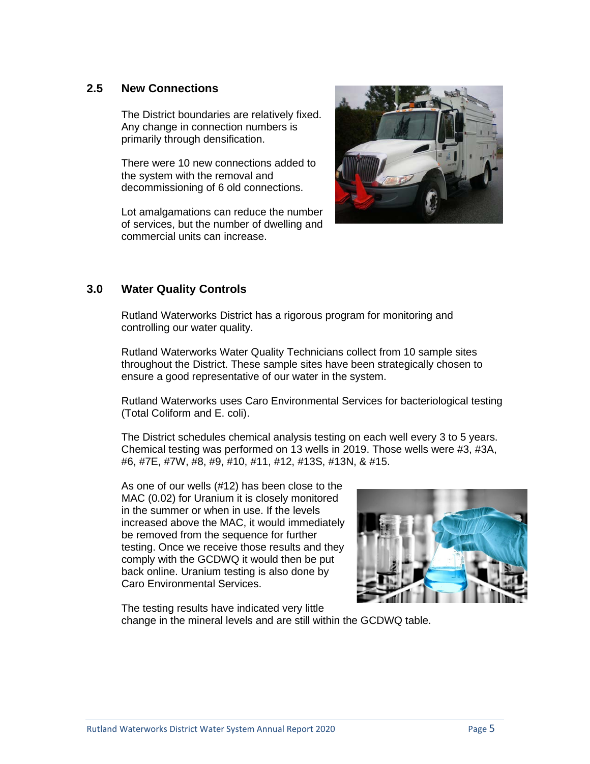## 2.5 New Connections

The District boundaries are relatively fixed. Any change in connection numbers is primarily through densification.

There were 10 new connections added to the system with the removal and decommissioning of 6 old connections.

Lot amalgamations can reduce the number of services, but the number of dwelling and commercial units can increase.

# 3.0 Water Quality Controls

Rutland Waterworks District has a rigorous program for monitoring and controlling our water quality.

Rutland Waterworks Water Quality Technicians collect from 10 sample sites throughout the District. These sample sites have been strategically chosen to ensure a good representative of our water in the system.

Rutland Waterworks uses Caro Environmental Services for bacteriological testing (Total Coliform and E. coli).

The District schedules chemical analysis testing on each well every 3 to 5 years. Chemical testing was performed on 13 wells in 2019. Those wells were #3, #3A, #6, #7E, #7W, #8, #9, #10, #11, #12, #13S, #13N, & #15.

As one of our wells (#12) has been close to the MAC (0.02) for Uranium it is closely monitored in the summer or when in use. If the levels increased above the MAC, it would immediately be removed from the sequence for further testing. Once we receive those results and they comply with the GCDWQ it would then be put back online. Uranium testing is also done by Caro Environmental Services.

The testing results have indicated very little change in the mineral levels and are still within the GCDWQ table.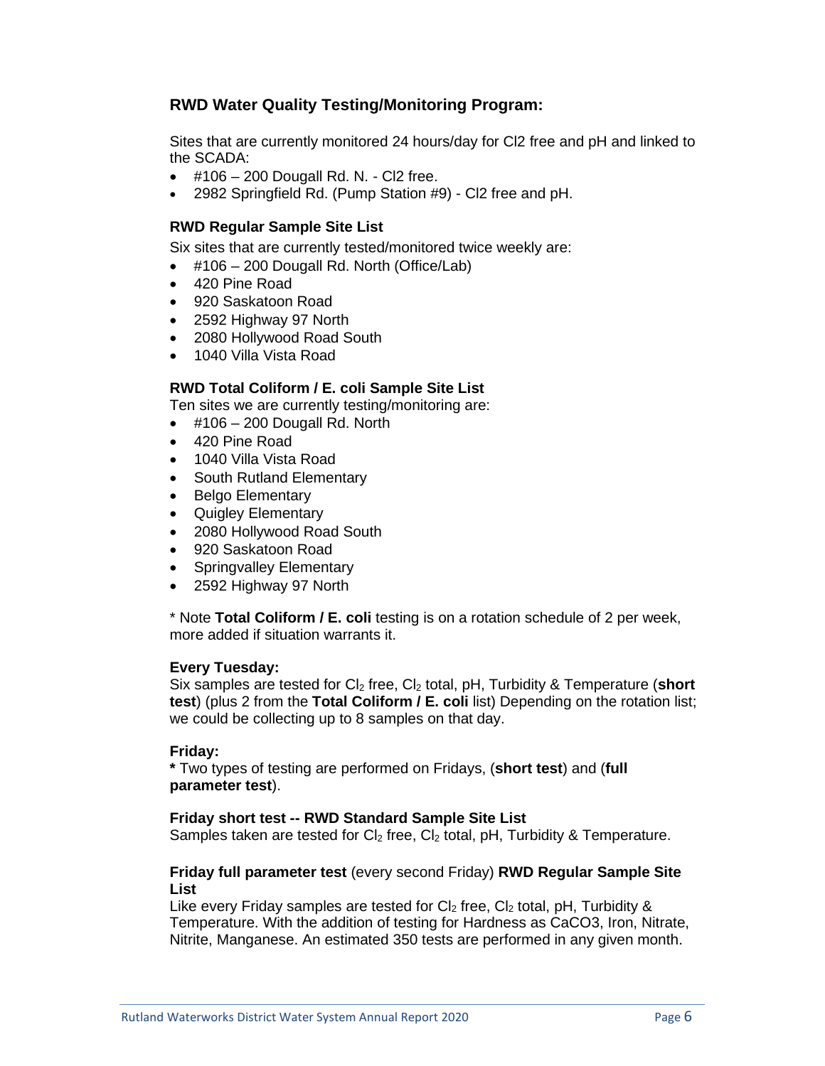## RWD Water Quality Testing/Monitoring Program:

Sites that are currently monitored 24 hours/day for Cl2 free and pH and linked to the SCADA:

- #106 – 200 Dougall Rd. N. - Cl2 free.
- 2982 Springfield Rd. (Pump Station #9) - Cl2 free and pH.

### RWD Regular Sample Site List

Six sites that are currently tested/monitored twice weekly are:

- #106 – 200 Dougall Rd. North (Office/Lab)
- 420 Pine Road
- 920 Saskatoon Road
- 2592 Highway 97 North
- 2080 Hollywood Road South
- 1040 Villa Vista Road

### RWD Total Coliform / E. coli Sample Site List

Ten sites we are currently testing/monitoring are:

- #106 – 200 Dougall Rd. North
- 420 Pine Road
- 1040 Villa Vista Road
- South Rutland Elementary
- Belgo Elementary
- Quigley Elementary
- 2080 Hollywood Road South
- 920 Saskatoon Road
- Springvalley Elementary
- 2592 Highway 97 North

* Note **Total Coliform / E. coli** testing is on a rotation schedule of 2 per week, more added if situation warrants it.

**Every Tuesday:**
Six samples are tested for $Cl_2$ free, $Cl_2$ total, pH, Turbidity & Temperature (**short test**) (plus 2 from the **Total Coliform / E. coli** list) Depending on the rotation list; we could be collecting up to 8 samples on that day.

**Friday:**
**\*** Two types of testing are performed on Fridays, (**short test**) and (**full parameter test**).

**Friday short test -- RWD Standard Sample Site List**
Samples taken are tested for $Cl_2$ free, $Cl_2$ total, pH, Turbidity & Temperature.

**Friday full parameter test** (every second Friday) **RWD Regular Sample Site List**
Like every Friday samples are tested for $Cl_2$ free, $Cl_2$ total, pH, Turbidity & Temperature. With the addition of testing for Hardness as CaCO3, Iron, Nitrate, Nitrite, Manganese. An estimated 350 tests are performed in any given month.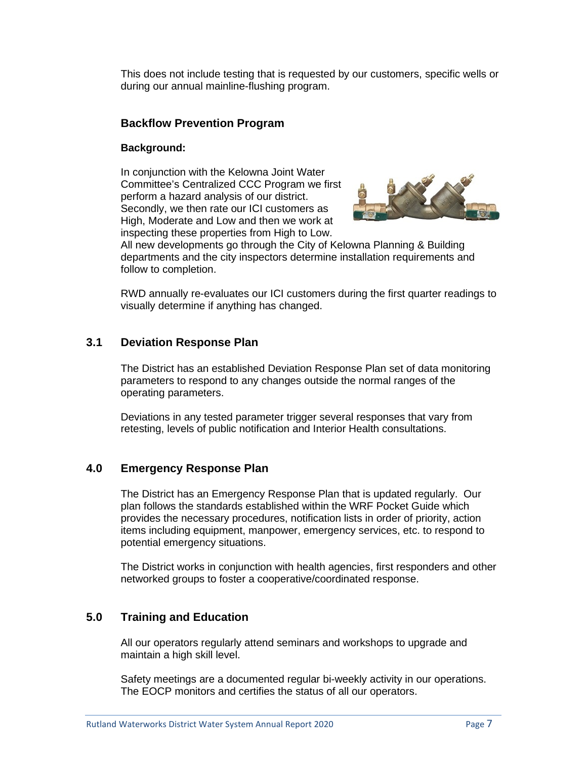This does not include testing that is requested by our customers, specific wells or during our annual mainline-flushing program.

### Backflow Prevention Program

**Background:**

In conjunction with the Kelowna Joint Water Committee's Centralized CCC Program we first perform a hazard analysis of our district. Secondly, we then rate our ICI customers as High, Moderate and Low and then we work at inspecting these properties from High to Low. All new developments go through the City of Kelowna Planning & Building departments and the city inspectors determine installation requirements and follow to completion.

RWD annually re-evaluates our ICI customers during the first quarter readings to visually determine if anything has changed.

## 3.1 Deviation Response Plan

The District has an established Deviation Response Plan set of data monitoring parameters to respond to any changes outside the normal ranges of the operating parameters.

Deviations in any tested parameter trigger several responses that vary from retesting, levels of public notification and Interior Health consultations.

## 4.0 Emergency Response Plan

The District has an Emergency Response Plan that is updated regularly. Our plan follows the standards established within the WRF Pocket Guide which provides the necessary procedures, notification lists in order of priority, action items including equipment, manpower, emergency services, etc. to respond to potential emergency situations.

The District works in conjunction with health agencies, first responders and other networked groups to foster a cooperative/coordinated response.

## 5.0 Training and Education

All our operators regularly attend seminars and workshops to upgrade and maintain a high skill level.

Safety meetings are a documented regular bi-weekly activity in our operations. The EOCP monitors and certifies the status of all our operators.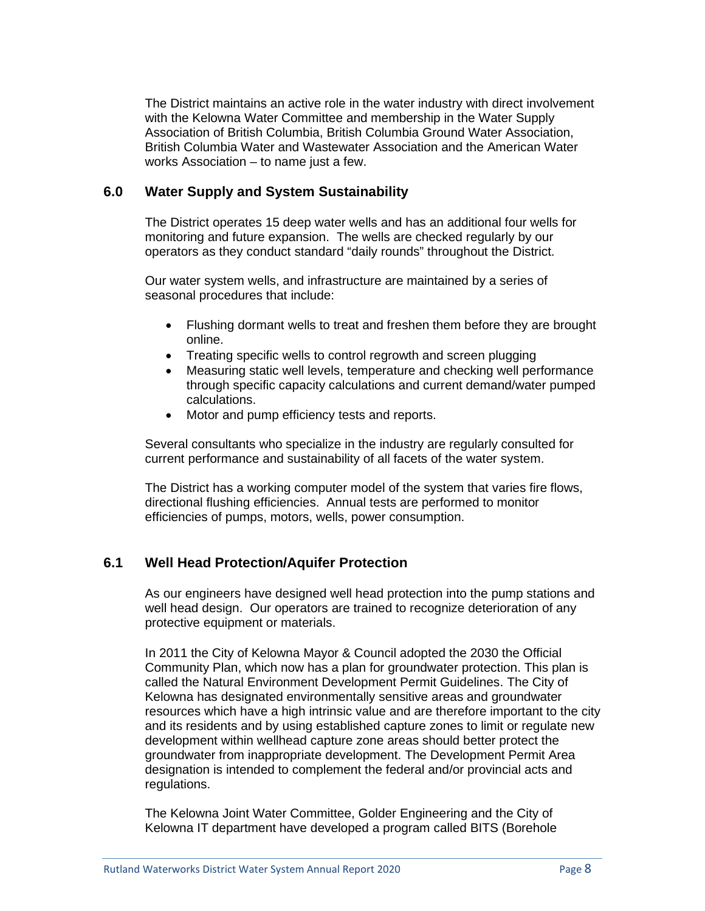The District maintains an active role in the water industry with direct involvement with the Kelowna Water Committee and membership in the Water Supply Association of British Columbia, British Columbia Ground Water Association, British Columbia Water and Wastewater Association and the American Water works Association – to name just a few.

## 6.0 Water Supply and System Sustainability

The District operates 15 deep water wells and has an additional four wells for monitoring and future expansion. The wells are checked regularly by our operators as they conduct standard "daily rounds" throughout the District.

Our water system wells, and infrastructure are maintained by a series of seasonal procedures that include:

- Flushing dormant wells to treat and freshen them before they are brought online.
- Treating specific wells to control regrowth and screen plugging
- Measuring static well levels, temperature and checking well performance through specific capacity calculations and current demand/water pumped calculations.
- Motor and pump efficiency tests and reports.

Several consultants who specialize in the industry are regularly consulted for current performance and sustainability of all facets of the water system.

The District has a working computer model of the system that varies fire flows, directional flushing efficiencies. Annual tests are performed to monitor efficiencies of pumps, motors, wells, power consumption.

## 6.1 Well Head Protection/Aquifer Protection

As our engineers have designed well head protection into the pump stations and well head design. Our operators are trained to recognize deterioration of any protective equipment or materials.

In 2011 the City of Kelowna Mayor & Council adopted the 2030 the Official Community Plan, which now has a plan for groundwater protection. This plan is called the Natural Environment Development Permit Guidelines. The City of Kelowna has designated environmentally sensitive areas and groundwater resources which have a high intrinsic value and are therefore important to the city and its residents and by using established capture zones to limit or regulate new development within wellhead capture zone areas should better protect the groundwater from inappropriate development. The Development Permit Area designation is intended to complement the federal and/or provincial acts and regulations.

The Kelowna Joint Water Committee, Golder Engineering and the City of Kelowna IT department have developed a program called BITS (Borehole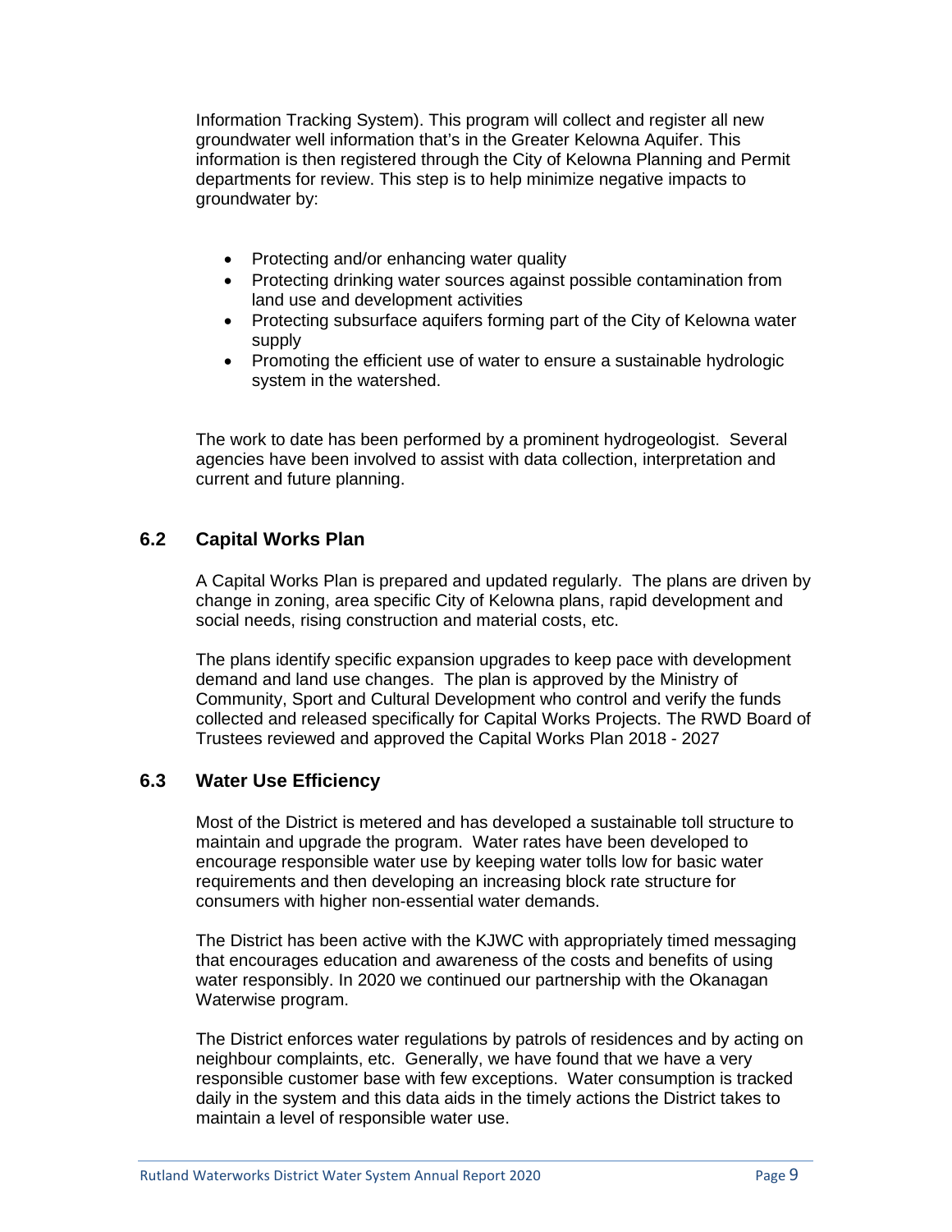Information Tracking System). This program will collect and register all new groundwater well information that's in the Greater Kelowna Aquifer. This information is then registered through the City of Kelowna Planning and Permit departments for review. This step is to help minimize negative impacts to groundwater by:

- Protecting and/or enhancing water quality
- Protecting drinking water sources against possible contamination from land use and development activities
- Protecting subsurface aquifers forming part of the City of Kelowna water supply
- Promoting the efficient use of water to ensure a sustainable hydrologic system in the watershed.

The work to date has been performed by a prominent hydrogeologist. Several agencies have been involved to assist with data collection, interpretation and current and future planning.

## 6.2 Capital Works Plan

A Capital Works Plan is prepared and updated regularly. The plans are driven by change in zoning, area specific City of Kelowna plans, rapid development and social needs, rising construction and material costs, etc.

The plans identify specific expansion upgrades to keep pace with development demand and land use changes. The plan is approved by the Ministry of Community, Sport and Cultural Development who control and verify the funds collected and released specifically for Capital Works Projects. The RWD Board of Trustees reviewed and approved the Capital Works Plan 2018 - 2027

## 6.3 Water Use Efficiency

Most of the District is metered and has developed a sustainable toll structure to maintain and upgrade the program. Water rates have been developed to encourage responsible water use by keeping water tolls low for basic water requirements and then developing an increasing block rate structure for consumers with higher non-essential water demands.

The District has been active with the KJWC with appropriately timed messaging that encourages education and awareness of the costs and benefits of using water responsibly. In 2020 we continued our partnership with the Okanagan Waterwise program.

The District enforces water regulations by patrols of residences and by acting on neighbour complaints, etc. Generally, we have found that we have a very responsible customer base with few exceptions. Water consumption is tracked daily in the system and this data aids in the timely actions the District takes to maintain a level of responsible water use.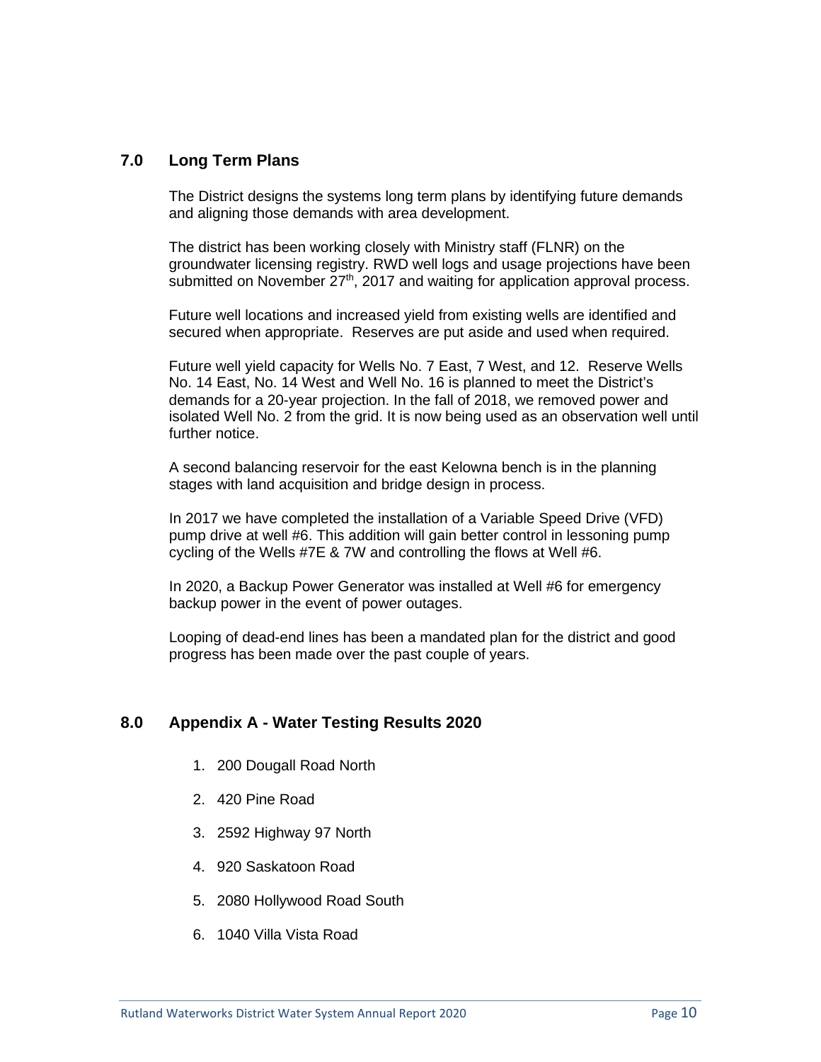## 7.0 Long Term Plans

The District designs the systems long term plans by identifying future demands and aligning those demands with area development.

The district has been working closely with Ministry staff (FLNR) on the groundwater licensing registry. RWD well logs and usage projections have been submitted on November 27th, 2017 and waiting for application approval process.

Future well locations and increased yield from existing wells are identified and secured when appropriate. Reserves are put aside and used when required.

Future well yield capacity for Wells No. 7 East, 7 West, and 12. Reserve Wells No. 14 East, No. 14 West and Well No. 16 is planned to meet the District's demands for a 20-year projection. In the fall of 2018, we removed power and isolated Well No. 2 from the grid. It is now being used as an observation well until further notice.

A second balancing reservoir for the east Kelowna bench is in the planning stages with land acquisition and bridge design in process.

In 2017 we have completed the installation of a Variable Speed Drive (VFD) pump drive at well #6. This addition will gain better control in lessoning pump cycling of the Wells #7E & 7W and controlling the flows at Well #6.

In 2020, a Backup Power Generator was installed at Well #6 for emergency backup power in the event of power outages.

Looping of dead-end lines has been a mandated plan for the district and good progress has been made over the past couple of years.

## 8.0 Appendix A - Water Testing Results 2020

1. 200 Dougall Road North
2. 420 Pine Road
3. 2592 Highway 97 North
4. 920 Saskatoon Road
5. 2080 Hollywood Road South
6. 1040 Villa Vista Road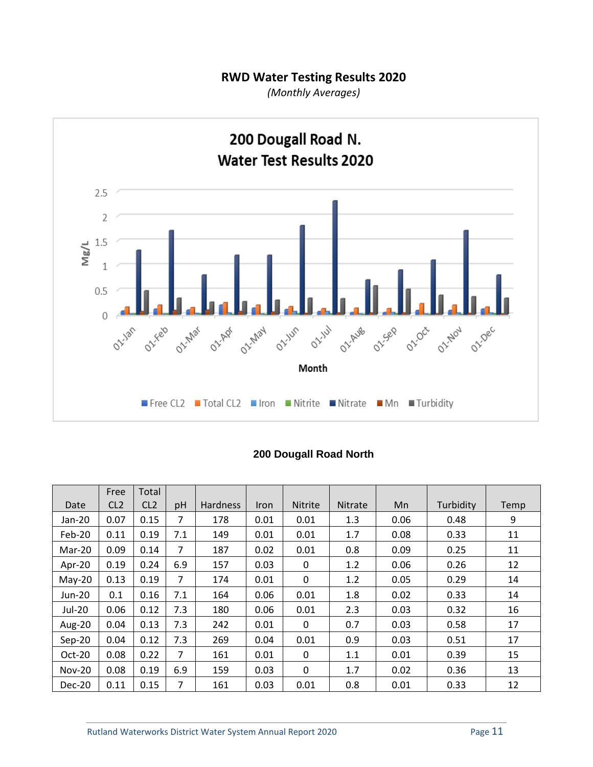## RWD Water Testing Results 2020

*(Monthly Averages)*

### 200 Dougall Road North

| Date | Free CL2 | Total CL2 | pH | Hardness | Iron | Nitrite | Nitrate | Mn | Turbidity | Temp |
|---|---|---|---|---|---|---|---|---|---|---|
| Jan-20 | 0.07 | 0.15 | 7 | 178 | 0.01 | 0.01 | 1.3 | 0.06 | 0.48 | 9 |
| Feb-20 | 0.11 | 0.19 | 7.1 | 149 | 0.01 | 0.01 | 1.7 | 0.08 | 0.33 | 11 |
| Mar-20 | 0.09 | 0.14 | 7 | 187 | 0.02 | 0.01 | 0.8 | 0.09 | 0.25 | 11 |
| Apr-20 | 0.19 | 0.24 | 6.9 | 157 | 0.03 | 0 | 1.2 | 0.06 | 0.26 | 12 |
| May-20 | 0.13 | 0.19 | 7 | 174 | 0.01 | 0 | 1.2 | 0.05 | 0.29 | 14 |
| Jun-20 | 0.1 | 0.16 | 7.1 | 164 | 0.06 | 0.01 | 1.8 | 0.02 | 0.33 | 14 |
| Jul-20 | 0.06 | 0.12 | 7.3 | 180 | 0.06 | 0.01 | 2.3 | 0.03 | 0.32 | 16 |
| Aug-20 | 0.04 | 0.13 | 7.3 | 242 | 0.01 | 0 | 0.7 | 0.03 | 0.58 | 17 |
| Sep-20 | 0.04 | 0.12 | 7.3 | 269 | 0.04 | 0.01 | 0.9 | 0.03 | 0.51 | 17 |
| Oct-20 | 0.08 | 0.22 | 7 | 161 | 0.01 | 0 | 1.1 | 0.01 | 0.39 | 15 |
| Nov-20 | 0.08 | 0.19 | 6.9 | 159 | 0.03 | 0 | 1.7 | 0.02 | 0.36 | 13 |
| Dec-20 | 0.11 | 0.15 | 7 | 161 | 0.03 | 0.01 | 0.8 | 0.01 | 0.33 | 12 |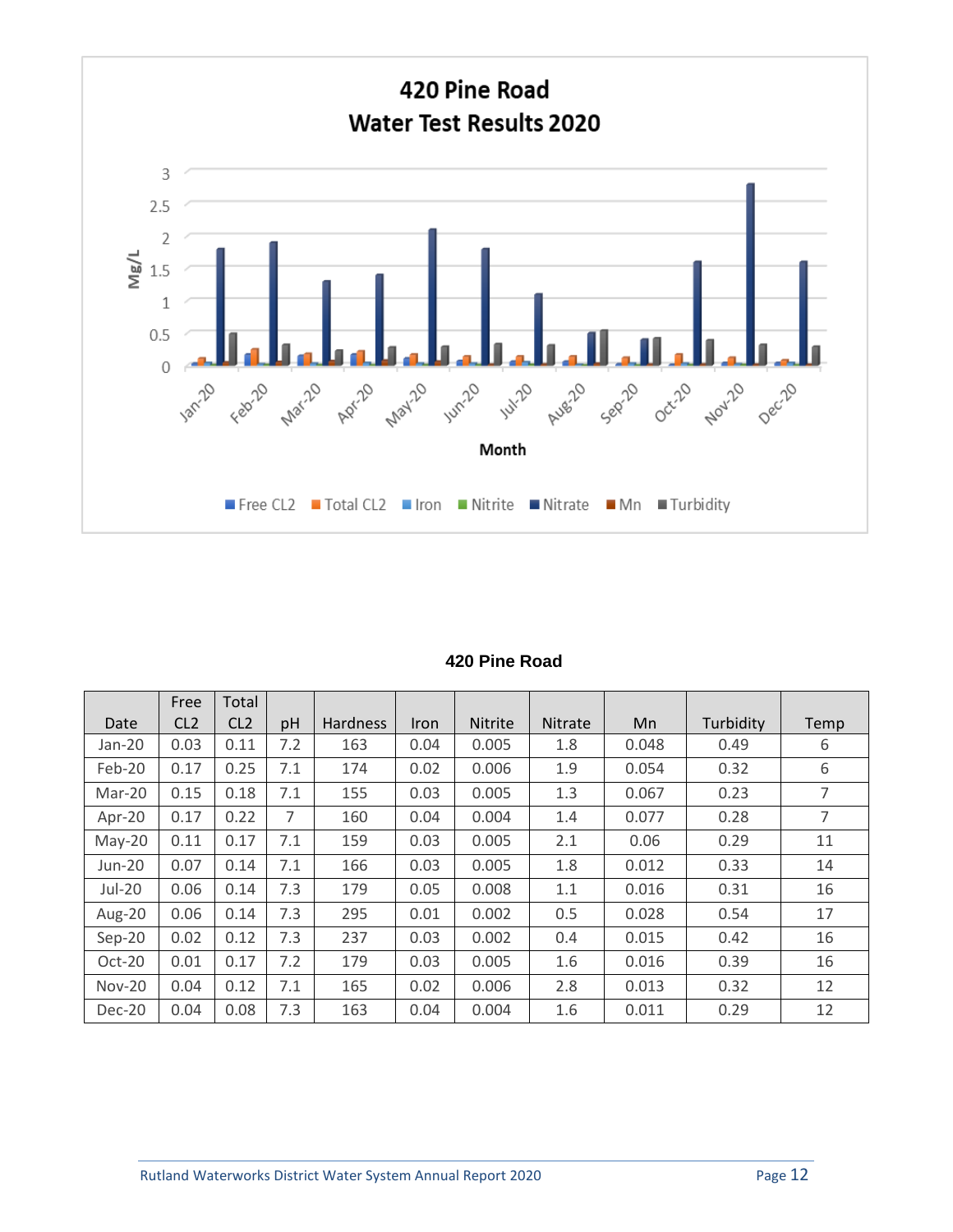## 420 Pine Road
## Water Test Results 2020

**420 Pine Road**

| Date | Free CL2 | Total CL2 | pH | Hardness | Iron | Nitrite | Nitrate | Mn | Turbidity | Temp |
|---|---|---|---|---|---|---|---|---|---|---|
| Jan-20 | 0.03 | 0.11 | 7.2 | 163 | 0.04 | 0.005 | 1.8 | 0.048 | 0.49 | 6 |
| Feb-20 | 0.17 | 0.25 | 7.1 | 174 | 0.02 | 0.006 | 1.9 | 0.054 | 0.32 | 6 |
| Mar-20 | 0.15 | 0.18 | 7.1 | 155 | 0.03 | 0.005 | 1.3 | 0.067 | 0.23 | 7 |
| Apr-20 | 0.17 | 0.22 | 7 | 160 | 0.04 | 0.004 | 1.4 | 0.077 | 0.28 | 7 |
| May-20 | 0.11 | 0.17 | 7.1 | 159 | 0.03 | 0.005 | 2.1 | 0.06 | 0.29 | 11 |
| Jun-20 | 0.07 | 0.14 | 7.1 | 166 | 0.03 | 0.005 | 1.8 | 0.012 | 0.33 | 14 |
| Jul-20 | 0.06 | 0.14 | 7.3 | 179 | 0.05 | 0.008 | 1.1 | 0.016 | 0.31 | 16 |
| Aug-20 | 0.06 | 0.14 | 7.3 | 295 | 0.01 | 0.002 | 0.5 | 0.028 | 0.54 | 17 |
| Sep-20 | 0.02 | 0.12 | 7.3 | 237 | 0.03 | 0.002 | 0.4 | 0.015 | 0.42 | 16 |
| Oct-20 | 0.01 | 0.17 | 7.2 | 179 | 0.03 | 0.005 | 1.6 | 0.016 | 0.39 | 16 |
| Nov-20 | 0.04 | 0.12 | 7.1 | 165 | 0.02 | 0.006 | 2.8 | 0.013 | 0.32 | 12 |
| Dec-20 | 0.04 | 0.08 | 7.3 | 163 | 0.04 | 0.004 | 1.6 | 0.011 | 0.29 | 12 |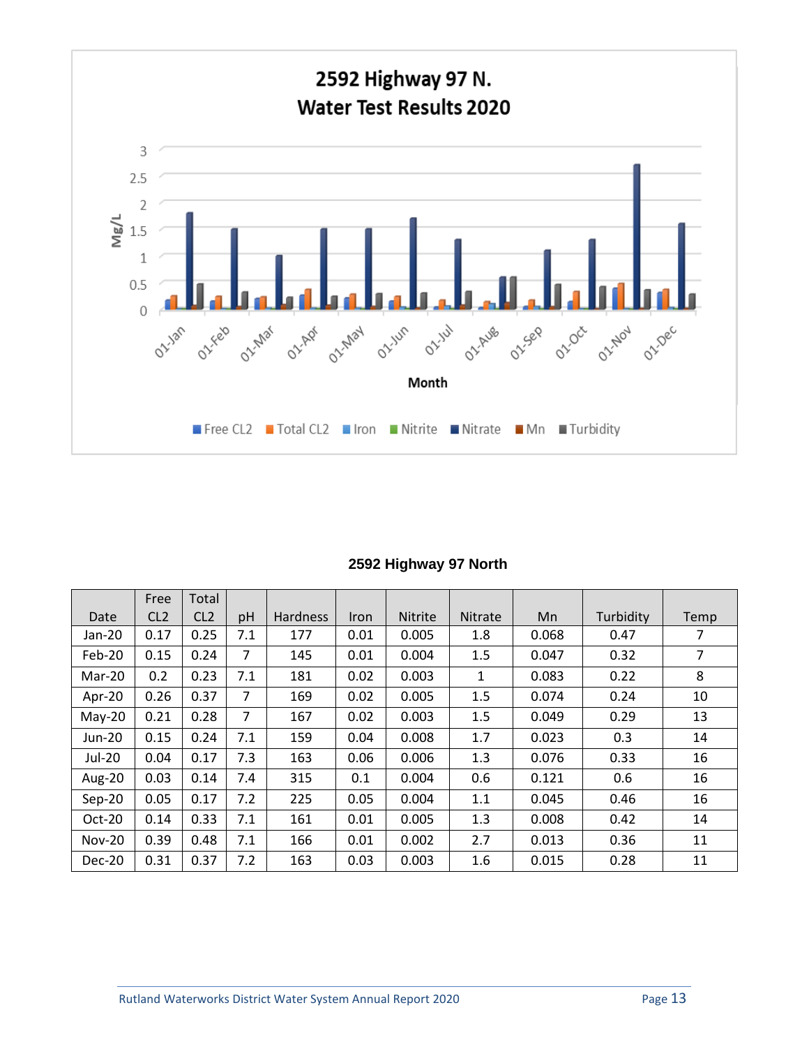## 2592 Highway 97 N. Water Test Results 2020

**2592 Highway 97 North**

| Date | Free CL2 | Total CL2 | pH | Hardness | Iron | Nitrite | Nitrate | Mn | Turbidity | Temp |
|---|---|---|---|---|---|---|---|---|---|---|
| Jan-20 | 0.17 | 0.25 | 7.1 | 177 | 0.01 | 0.005 | 1.8 | 0.068 | 0.47 | 7 |
| Feb-20 | 0.15 | 0.24 | 7 | 145 | 0.01 | 0.004 | 1.5 | 0.047 | 0.32 | 7 |
| Mar-20 | 0.2 | 0.23 | 7.1 | 181 | 0.02 | 0.003 | 1 | 0.083 | 0.22 | 8 |
| Apr-20 | 0.26 | 0.37 | 7 | 169 | 0.02 | 0.005 | 1.5 | 0.074 | 0.24 | 10 |
| May-20 | 0.21 | 0.28 | 7 | 167 | 0.02 | 0.003 | 1.5 | 0.049 | 0.29 | 13 |
| Jun-20 | 0.15 | 0.24 | 7.1 | 159 | 0.04 | 0.008 | 1.7 | 0.023 | 0.3 | 14 |
| Jul-20 | 0.04 | 0.17 | 7.3 | 163 | 0.06 | 0.006 | 1.3 | 0.076 | 0.33 | 16 |
| Aug-20 | 0.03 | 0.14 | 7.4 | 315 | 0.1 | 0.004 | 0.6 | 0.121 | 0.6 | 16 |
| Sep-20 | 0.05 | 0.17 | 7.2 | 225 | 0.05 | 0.004 | 1.1 | 0.045 | 0.46 | 16 |
| Oct-20 | 0.14 | 0.33 | 7.1 | 161 | 0.01 | 0.005 | 1.3 | 0.008 | 0.42 | 14 |
| Nov-20 | 0.39 | 0.48 | 7.1 | 166 | 0.01 | 0.002 | 2.7 | 0.013 | 0.36 | 11 |
| Dec-20 | 0.31 | 0.37 | 7.2 | 163 | 0.03 | 0.003 | 1.6 | 0.015 | 0.28 | 11 |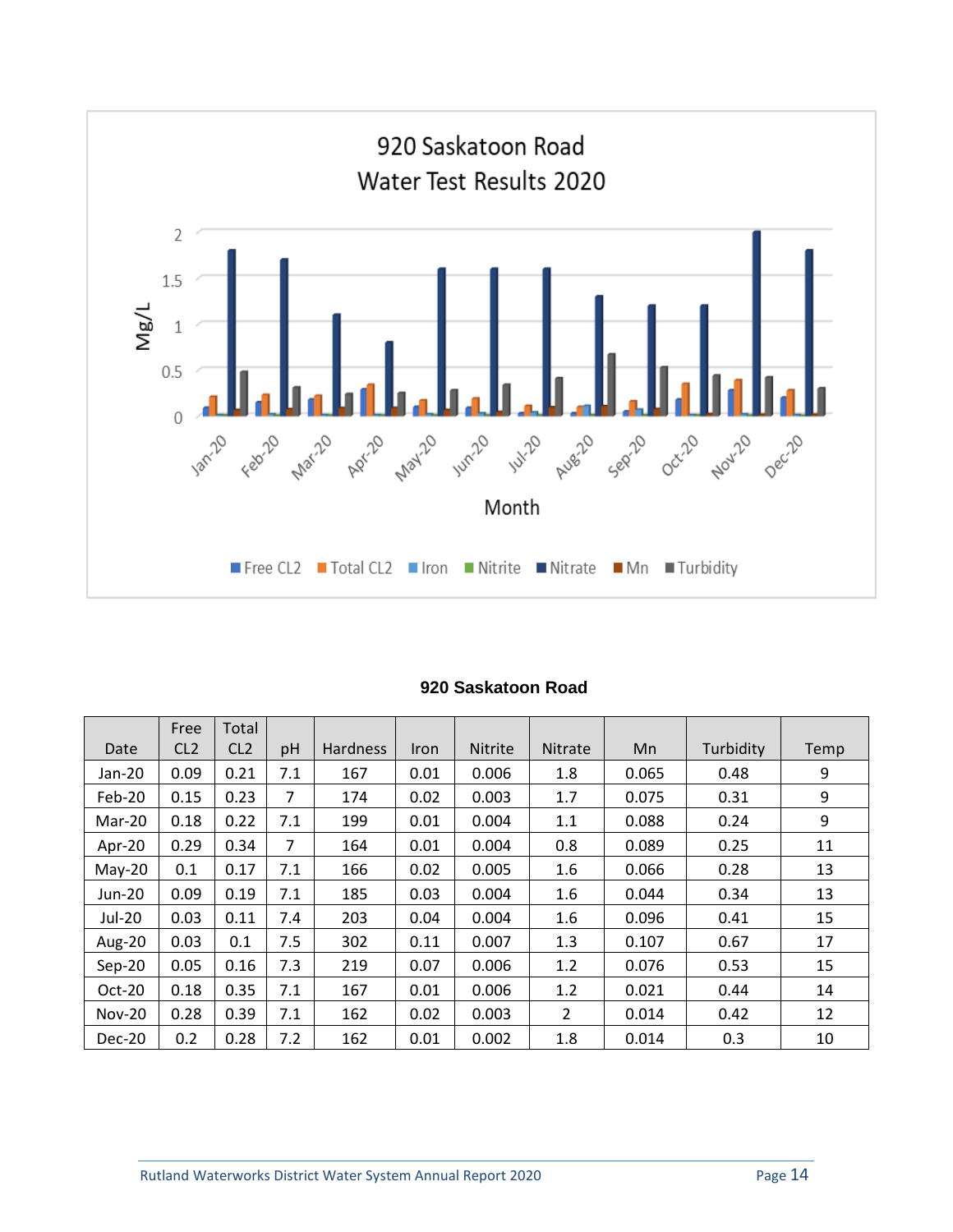920 Saskatoon Road
Water Test Results 2020

Mg/L

Month

Free CL2 Total CL2 Iron Nitrite Nitrate Mn Turbidity

**920 Saskatoon Road**

| Date | Free CL2 | Total CL2 | pH | Hardness | Iron | Nitrite | Nitrate | Mn | Turbidity | Temp |
|---|---|---|---|---|---|---|---|---|---|---|
| Jan-20 | 0.09 | 0.21 | 7.1 | 167 | 0.01 | 0.006 | 1.8 | 0.065 | 0.48 | 9 |
| Feb-20 | 0.15 | 0.23 | 7 | 174 | 0.02 | 0.003 | 1.7 | 0.075 | 0.31 | 9 |
| Mar-20 | 0.18 | 0.22 | 7.1 | 199 | 0.01 | 0.004 | 1.1 | 0.088 | 0.24 | 9 |
| Apr-20 | 0.29 | 0.34 | 7 | 164 | 0.01 | 0.004 | 0.8 | 0.089 | 0.25 | 11 |
| May-20 | 0.1 | 0.17 | 7.1 | 166 | 0.02 | 0.005 | 1.6 | 0.066 | 0.28 | 13 |
| Jun-20 | 0.09 | 0.19 | 7.1 | 185 | 0.03 | 0.004 | 1.6 | 0.044 | 0.34 | 13 |
| Jul-20 | 0.03 | 0.11 | 7.4 | 203 | 0.04 | 0.004 | 1.6 | 0.096 | 0.41 | 15 |
| Aug-20 | 0.03 | 0.1 | 7.5 | 302 | 0.11 | 0.007 | 1.3 | 0.107 | 0.67 | 17 |
| Sep-20 | 0.05 | 0.16 | 7.3 | 219 | 0.07 | 0.006 | 1.2 | 0.076 | 0.53 | 15 |
| Oct-20 | 0.18 | 0.35 | 7.1 | 167 | 0.01 | 0.006 | 1.2 | 0.021 | 0.44 | 14 |
| Nov-20 | 0.28 | 0.39 | 7.1 | 162 | 0.02 | 0.003 | 2 | 0.014 | 0.42 | 12 |
| Dec-20 | 0.2 | 0.28 | 7.2 | 162 | 0.01 | 0.002 | 1.8 | 0.014 | 0.3 | 10 |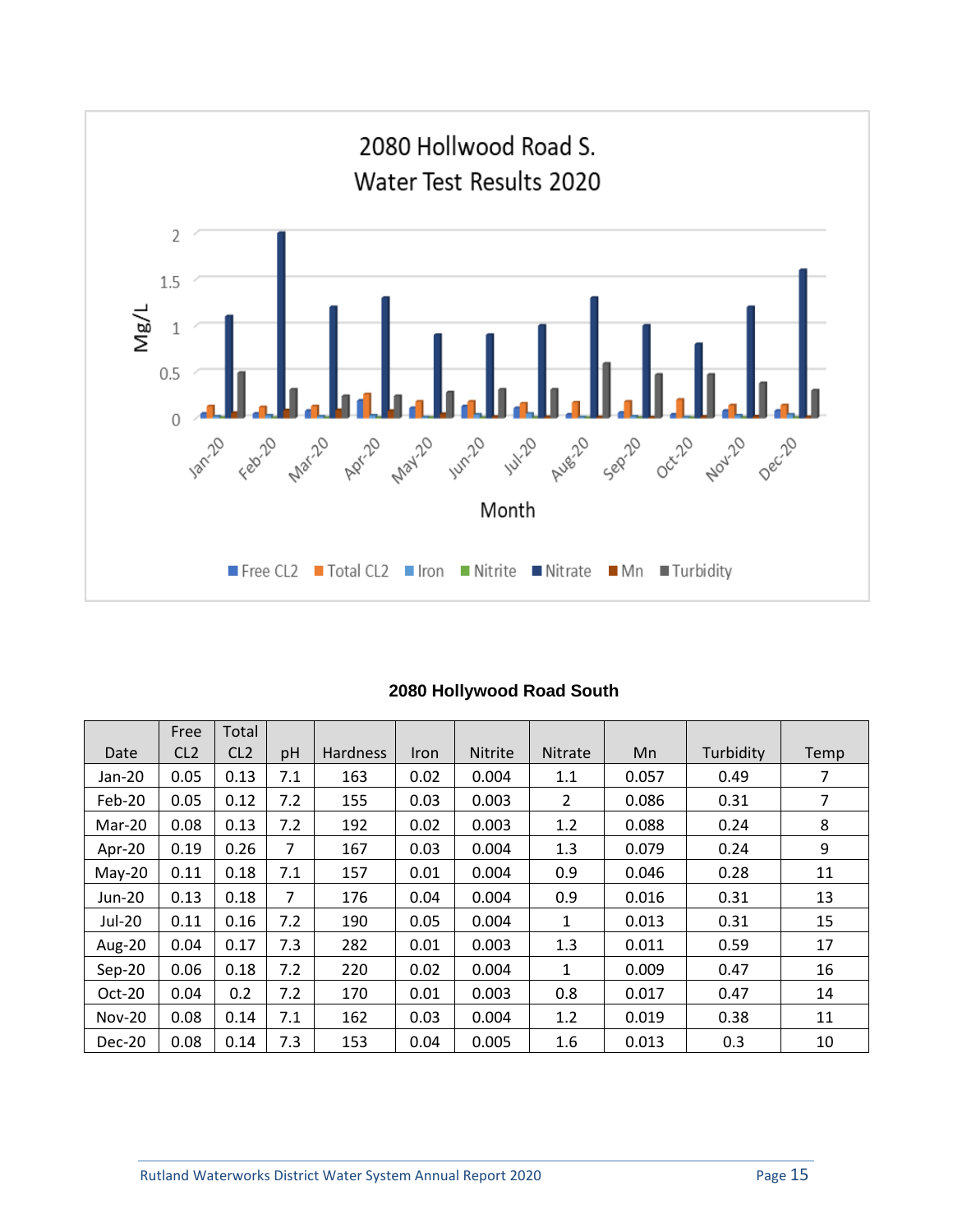2080 Hollwood Road S.
Water Test Results 2020

**2080 Hollywood Road South**

| Date | Free CL2 | Total CL2 | pH | Hardness | Iron | Nitrite | Nitrate | Mn | Turbidity | Temp |
|---|---|---|---|---|---|---|---|---|---|---|
| Jan-20 | 0.05 | 0.13 | 7.1 | 163 | 0.02 | 0.004 | 1.1 | 0.057 | 0.49 | 7 |
| Feb-20 | 0.05 | 0.12 | 7.2 | 155 | 0.03 | 0.003 | 2 | 0.086 | 0.31 | 7 |
| Mar-20 | 0.08 | 0.13 | 7.2 | 192 | 0.02 | 0.003 | 1.2 | 0.088 | 0.24 | 8 |
| Apr-20 | 0.19 | 0.26 | 7 | 167 | 0.03 | 0.004 | 1.3 | 0.079 | 0.24 | 9 |
| May-20 | 0.11 | 0.18 | 7.1 | 157 | 0.01 | 0.004 | 0.9 | 0.046 | 0.28 | 11 |
| Jun-20 | 0.13 | 0.18 | 7 | 176 | 0.04 | 0.004 | 0.9 | 0.016 | 0.31 | 13 |
| Jul-20 | 0.11 | 0.16 | 7.2 | 190 | 0.05 | 0.004 | 1 | 0.013 | 0.31 | 15 |
| Aug-20 | 0.04 | 0.17 | 7.3 | 282 | 0.01 | 0.003 | 1.3 | 0.011 | 0.59 | 17 |
| Sep-20 | 0.06 | 0.18 | 7.2 | 220 | 0.02 | 0.004 | 1 | 0.009 | 0.47 | 16 |
| Oct-20 | 0.04 | 0.2 | 7.2 | 170 | 0.01 | 0.003 | 0.8 | 0.017 | 0.47 | 14 |
| Nov-20 | 0.08 | 0.14 | 7.1 | 162 | 0.03 | 0.004 | 1.2 | 0.019 | 0.38 | 11 |
| Dec-20 | 0.08 | 0.14 | 7.3 | 153 | 0.04 | 0.005 | 1.6 | 0.013 | 0.3 | 10 |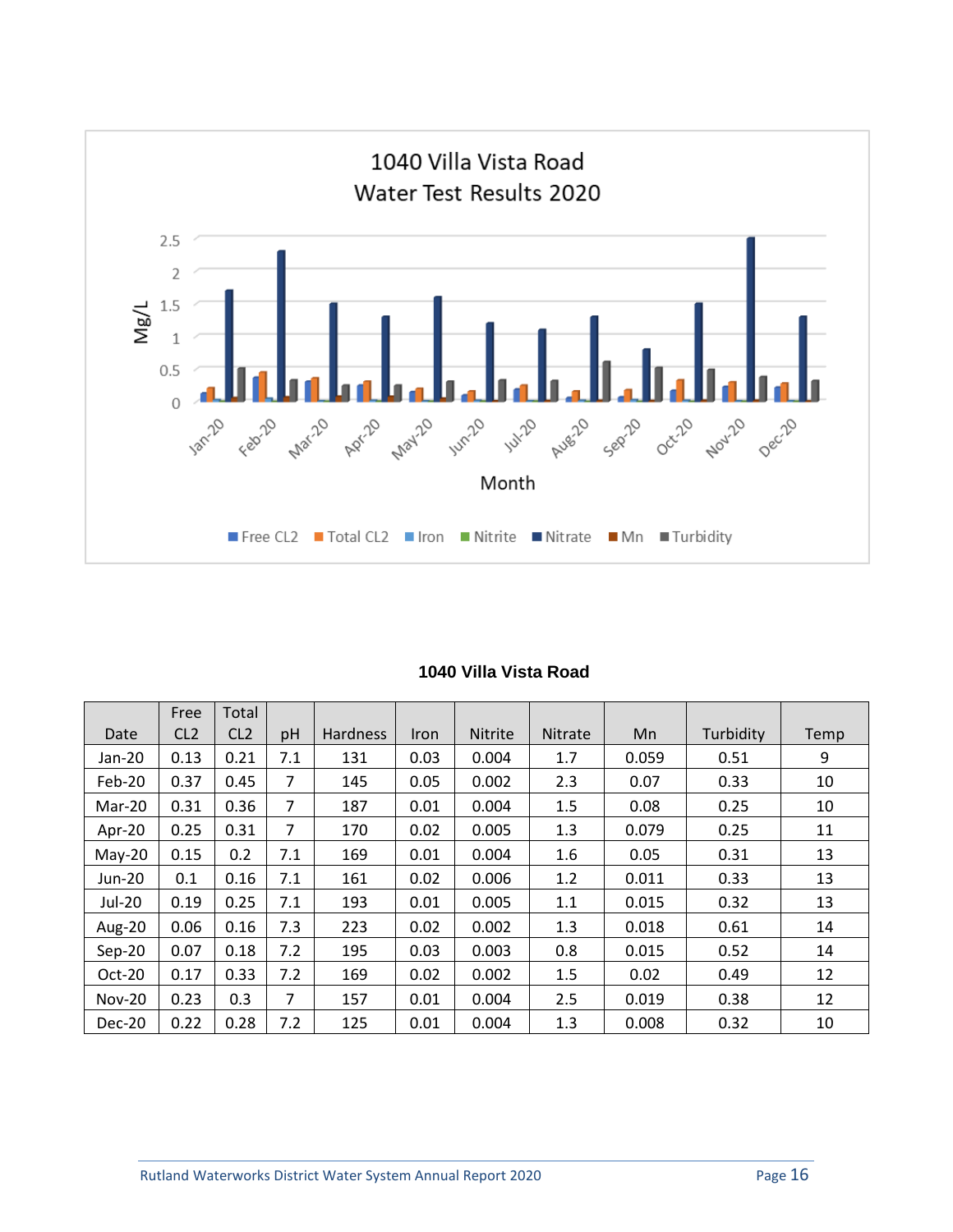1040 Villa Vista Road
Water Test Results 2020

**1040 Villa Vista Road**

| Date | Free CL2 | Total CL2 | pH | Hardness | Iron | Nitrite | Nitrate | Mn | Turbidity | Temp |
|---|---|---|---|---|---|---|---|---|---|---|
| Jan-20 | 0.13 | 0.21 | 7.1 | 131 | 0.03 | 0.004 | 1.7 | 0.059 | 0.51 | 9 |
| Feb-20 | 0.37 | 0.45 | 7 | 145 | 0.05 | 0.002 | 2.3 | 0.07 | 0.33 | 10 |
| Mar-20 | 0.31 | 0.36 | 7 | 187 | 0.01 | 0.004 | 1.5 | 0.08 | 0.25 | 10 |
| Apr-20 | 0.25 | 0.31 | 7 | 170 | 0.02 | 0.005 | 1.3 | 0.079 | 0.25 | 11 |
| May-20 | 0.15 | 0.2 | 7.1 | 169 | 0.01 | 0.004 | 1.6 | 0.05 | 0.31 | 13 |
| Jun-20 | 0.1 | 0.16 | 7.1 | 161 | 0.02 | 0.006 | 1.2 | 0.011 | 0.33 | 13 |
| Jul-20 | 0.19 | 0.25 | 7.1 | 193 | 0.01 | 0.005 | 1.1 | 0.015 | 0.32 | 13 |
| Aug-20 | 0.06 | 0.16 | 7.3 | 223 | 0.02 | 0.002 | 1.3 | 0.018 | 0.61 | 14 |
| Sep-20 | 0.07 | 0.18 | 7.2 | 195 | 0.03 | 0.003 | 0.8 | 0.015 | 0.52 | 14 |
| Oct-20 | 0.17 | 0.33 | 7.2 | 169 | 0.02 | 0.002 | 1.5 | 0.02 | 0.49 | 12 |
| Nov-20 | 0.23 | 0.3 | 7 | 157 | 0.01 | 0.004 | 2.5 | 0.019 | 0.38 | 12 |
| Dec-20 | 0.22 | 0.28 | 7.2 | 125 | 0.01 | 0.004 | 1.3 | 0.008 | 0.32 | 10 |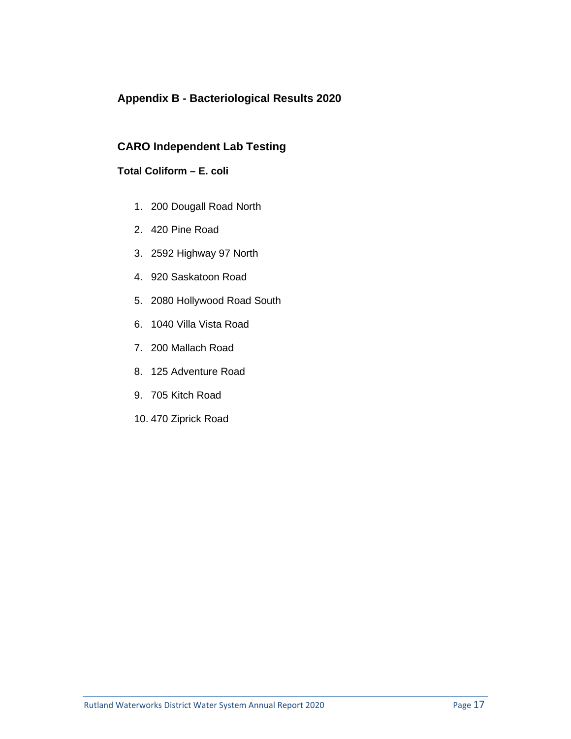## Appendix B - Bacteriological Results 2020

### CARO Independent Lab Testing

#### Total Coliform – E. coli

1. 200 Dougall Road North
2. 420 Pine Road
3. 2592 Highway 97 North
4. 920 Saskatoon Road
5. 2080 Hollywood Road South
6. 1040 Villa Vista Road
7. 200 Mallach Road
8. 125 Adventure Road
9. 705 Kitch Road
10. 470 Ziprick Road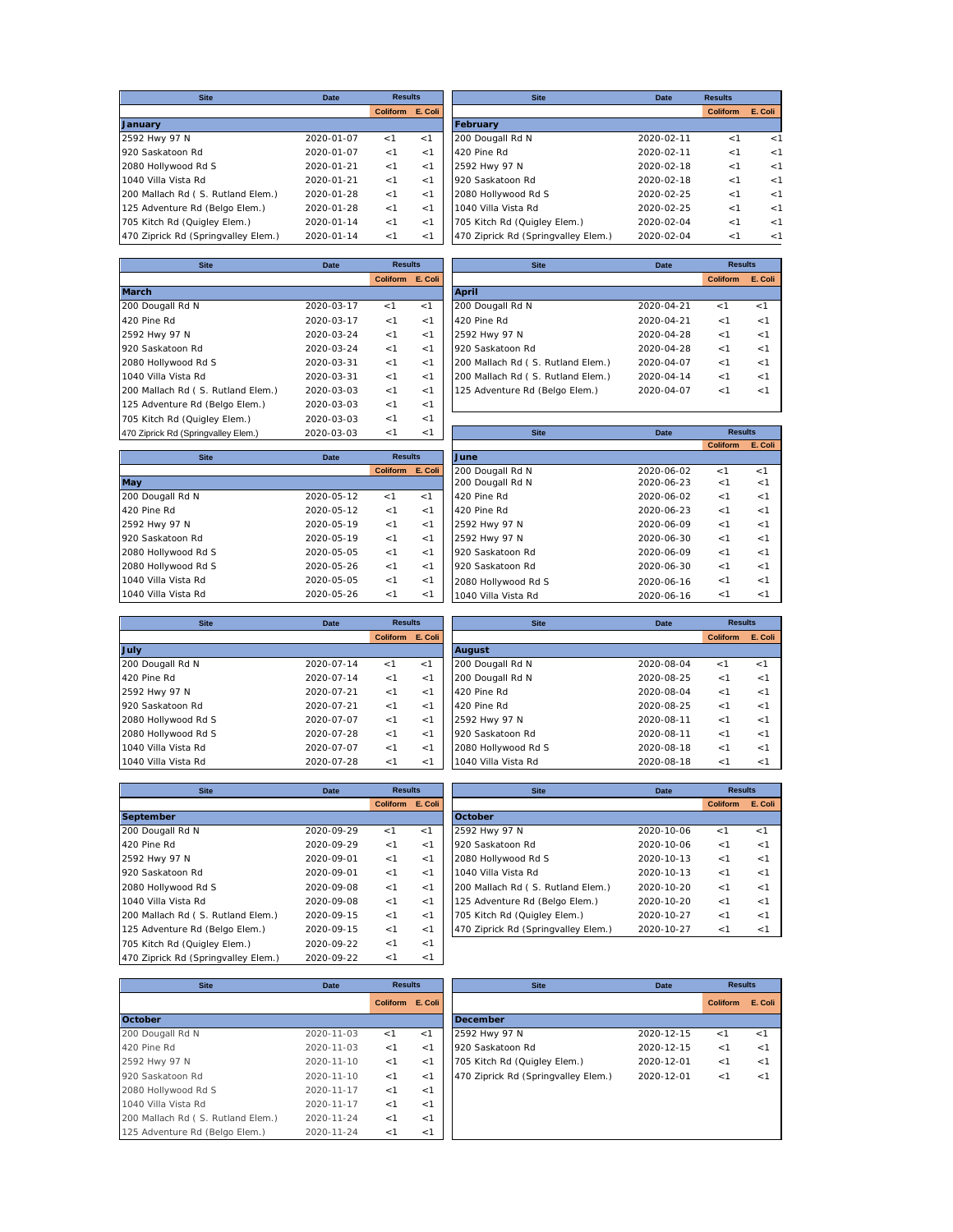| Site | Date | Results | |
|---|---|---|---|
| | | Coliform | E. Coli |
| **January** | | | |
| 2592 Hwy 97 N | 2020-01-07 | <1 | <1 |
| 920 Saskatoon Rd | 2020-01-07 | <1 | <1 |
| 2080 Hollywood Rd S | 2020-01-21 | <1 | <1 |
| 1040 Villa Vista Rd | 2020-01-21 | <1 | <1 |
| 200 Mallach Rd ( S. Rutland Elem.) | 2020-01-28 | <1 | <1 |
| 125 Adventure Rd (Belgo Elem.) | 2020-01-28 | <1 | <1 |
| 705 Kitch Rd (Quigley Elem.) | 2020-01-14 | <1 | <1 |
| 470 Ziprick Rd (Springvalley Elem.) | 2020-01-14 | <1 | <1 |

| Site | Date | Results | |
|---|---|---|---|
| | | Coliform | E. Coli |
| **February** | | | |
| 200 Dougall Rd N | 2020-02-11 | <1 | <1 |
| 420 Pine Rd | 2020-02-11 | <1 | <1 |
| 2592 Hwy 97 N | 2020-02-18 | <1 | <1 |
| 920 Saskatoon Rd | 2020-02-18 | <1 | <1 |
| 2080 Hollywood Rd S | 2020-02-25 | <1 | <1 |
| 1040 Villa Vista Rd | 2020-02-25 | <1 | <1 |
| 705 Kitch Rd (Quigley Elem.) | 2020-02-04 | <1 | <1 |
| 470 Ziprick Rd (Springvalley Elem.) | 2020-02-04 | <1 | <1 |

| Site | Date | Results | |
|---|---|---|---|
| | | Coliform | E. Coli |
| **March** | | | |
| 200 Dougall Rd N | 2020-03-17 | <1 | <1 |
| 420 Pine Rd | 2020-03-17 | <1 | <1 |
| 2592 Hwy 97 N | 2020-03-24 | <1 | <1 |
| 920 Saskatoon Rd | 2020-03-24 | <1 | <1 |
| 2080 Hollywood Rd S | 2020-03-31 | <1 | <1 |
| 1040 Villa Vista Rd | 2020-03-31 | <1 | <1 |
| 200 Mallach Rd ( S. Rutland Elem.) | 2020-03-03 | <1 | <1 |
| 125 Adventure Rd (Belgo Elem.) | 2020-03-03 | <1 | <1 |
| 705 Kitch Rd (Quigley Elem.) | 2020-03-03 | <1 | <1 |
| 470 Ziprick Rd (Springvalley Elem.) | 2020-03-03 | <1 | <1 |

| Site | Date | Results | |
|---|---|---|---|
| | | Coliform | E. Coli |
| **April** | | | |
| 200 Dougall Rd N | 2020-04-21 | <1 | <1 |
| 420 Pine Rd | 2020-04-21 | <1 | <1 |
| 2592 Hwy 97 N | 2020-04-28 | <1 | <1 |
| 920 Saskatoon Rd | 2020-04-28 | <1 | <1 |
| 200 Mallach Rd ( S. Rutland Elem.) | 2020-04-07 | <1 | <1 |
| 200 Mallach Rd ( S. Rutland Elem.) | 2020-04-14 | <1 | <1 |
| 125 Adventure Rd (Belgo Elem.) | 2020-04-07 | <1 | <1 |

| Site | Date | Results | |
|---|---|---|---|
| | | Coliform | E. Coli |
| **May** | | | |
| 200 Dougall Rd N | 2020-05-12 | <1 | <1 |
| 420 Pine Rd | 2020-05-12 | <1 | <1 |
| 2592 Hwy 97 N | 2020-05-19 | <1 | <1 |
| 920 Saskatoon Rd | 2020-05-19 | <1 | <1 |
| 2080 Hollywood Rd S | 2020-05-05 | <1 | <1 |
| 2080 Hollywood Rd S | 2020-05-26 | <1 | <1 |
| 1040 Villa Vista Rd | 2020-05-05 | <1 | <1 |
| 1040 Villa Vista Rd | 2020-05-26 | <1 | <1 |

| Site | Date | Results | |
|---|---|---|---|
| | | Coliform | E. Coli |
| **June** | | | |
| 200 Dougall Rd N | 2020-06-02 | <1 | <1 |
| 200 Dougall Rd N | 2020-06-23 | <1 | <1 |
| 420 Pine Rd | 2020-06-02 | <1 | <1 |
| 420 Pine Rd | 2020-06-23 | <1 | <1 |
| 2592 Hwy 97 N | 2020-06-09 | <1 | <1 |
| 2592 Hwy 97 N | 2020-06-30 | <1 | <1 |
| 920 Saskatoon Rd | 2020-06-09 | <1 | <1 |
| 920 Saskatoon Rd | 2020-06-30 | <1 | <1 |
| 2080 Hollywood Rd S | 2020-06-16 | <1 | <1 |
| 1040 Villa Vista Rd | 2020-06-16 | <1 | <1 |

| Site | Date | Results | |
|---|---|---|---|
| | | Coliform | E. Coli |
| **July** | | | |
| 200 Dougall Rd N | 2020-07-14 | <1 | <1 |
| 420 Pine Rd | 2020-07-14 | <1 | <1 |
| 2592 Hwy 97 N | 2020-07-21 | <1 | <1 |
| 920 Saskatoon Rd | 2020-07-21 | <1 | <1 |
| 2080 Hollywood Rd S | 2020-07-07 | <1 | <1 |
| 2080 Hollywood Rd S | 2020-07-28 | <1 | <1 |
| 1040 Villa Vista Rd | 2020-07-07 | <1 | <1 |
| 1040 Villa Vista Rd | 2020-07-28 | <1 | <1 |

| Site | Date | Results | |
|---|---|---|---|
| | | Coliform | E. Coli |
| **August** | | | |
| 200 Dougall Rd N | 2020-08-04 | <1 | <1 |
| 200 Dougall Rd N | 2020-08-25 | <1 | <1 |
| 420 Pine Rd | 2020-08-04 | <1 | <1 |
| 420 Pine Rd | 2020-08-25 | <1 | <1 |
| 2592 Hwy 97 N | 2020-08-11 | <1 | <1 |
| 920 Saskatoon Rd | 2020-08-11 | <1 | <1 |
| 2080 Hollywood Rd S | 2020-08-18 | <1 | <1 |
| 1040 Villa Vista Rd | 2020-08-18 | <1 | <1 |

| Site | Date | Results | |
|---|---|---|---|
| | | Coliform | E. Coli |
| **September** | | | |
| 200 Dougall Rd N | 2020-09-29 | <1 | <1 |
| 420 Pine Rd | 2020-09-29 | <1 | <1 |
| 2592 Hwy 97 N | 2020-09-01 | <1 | <1 |
| 920 Saskatoon Rd | 2020-09-01 | <1 | <1 |
| 2080 Hollywood Rd S | 2020-09-08 | <1 | <1 |
| 1040 Villa Vista Rd | 2020-09-08 | <1 | <1 |
| 200 Mallach Rd ( S. Rutland Elem.) | 2020-09-15 | <1 | <1 |
| 125 Adventure Rd (Belgo Elem.) | 2020-09-15 | <1 | <1 |
| 705 Kitch Rd (Quigley Elem.) | 2020-09-22 | <1 | <1 |
| 470 Ziprick Rd (Springvalley Elem.) | 2020-09-22 | <1 | <1 |

| Site | Date | Results | |
|---|---|---|---|
| | | Coliform | E. Coli |
| **October** | | | |
| 2592 Hwy 97 N | 2020-10-06 | <1 | <1 |
| 920 Saskatoon Rd | 2020-10-06 | <1 | <1 |
| 2080 Hollywood Rd S | 2020-10-13 | <1 | <1 |
| 1040 Villa Vista Rd | 2020-10-13 | <1 | <1 |
| 200 Mallach Rd ( S. Rutland Elem.) | 2020-10-20 | <1 | <1 |
| 125 Adventure Rd (Belgo Elem.) | 2020-10-20 | <1 | <1 |
| 705 Kitch Rd (Quigley Elem.) | 2020-10-27 | <1 | <1 |
| 470 Ziprick Rd (Springvalley Elem.) | 2020-10-27 | <1 | <1 |

| Site | Date | Results | |
|---|---|---|---|
| | | Coliform | E. Coli |
| **October** | | | |
| 200 Dougall Rd N | 2020-11-03 | <1 | <1 |
| 420 Pine Rd | 2020-11-03 | <1 | <1 |
| 2592 Hwy 97 N | 2020-11-10 | <1 | <1 |
| 920 Saskatoon Rd | 2020-11-10 | <1 | <1 |
| 2080 Hollywood Rd S | 2020-11-17 | <1 | <1 |
| 1040 Villa Vista Rd | 2020-11-17 | <1 | <1 |
| 200 Mallach Rd ( S. Rutland Elem.) | 2020-11-24 | <1 | <1 |
| 125 Adventure Rd (Belgo Elem.) | 2020-11-24 | <1 | <1 |

| Site | Date | Results | |
|---|---|---|---|
| | | Coliform | E. Coli |
| **December** | | | |
| 2592 Hwy 97 N | 2020-12-15 | <1 | <1 |
| 920 Saskatoon Rd | 2020-12-15 | <1 | <1 |
| 705 Kitch Rd (Quigley Elem.) | 2020-12-01 | <1 | <1 |
| 470 Ziprick Rd (Springvalley Elem.) | 2020-12-01 | <1 | <1 |